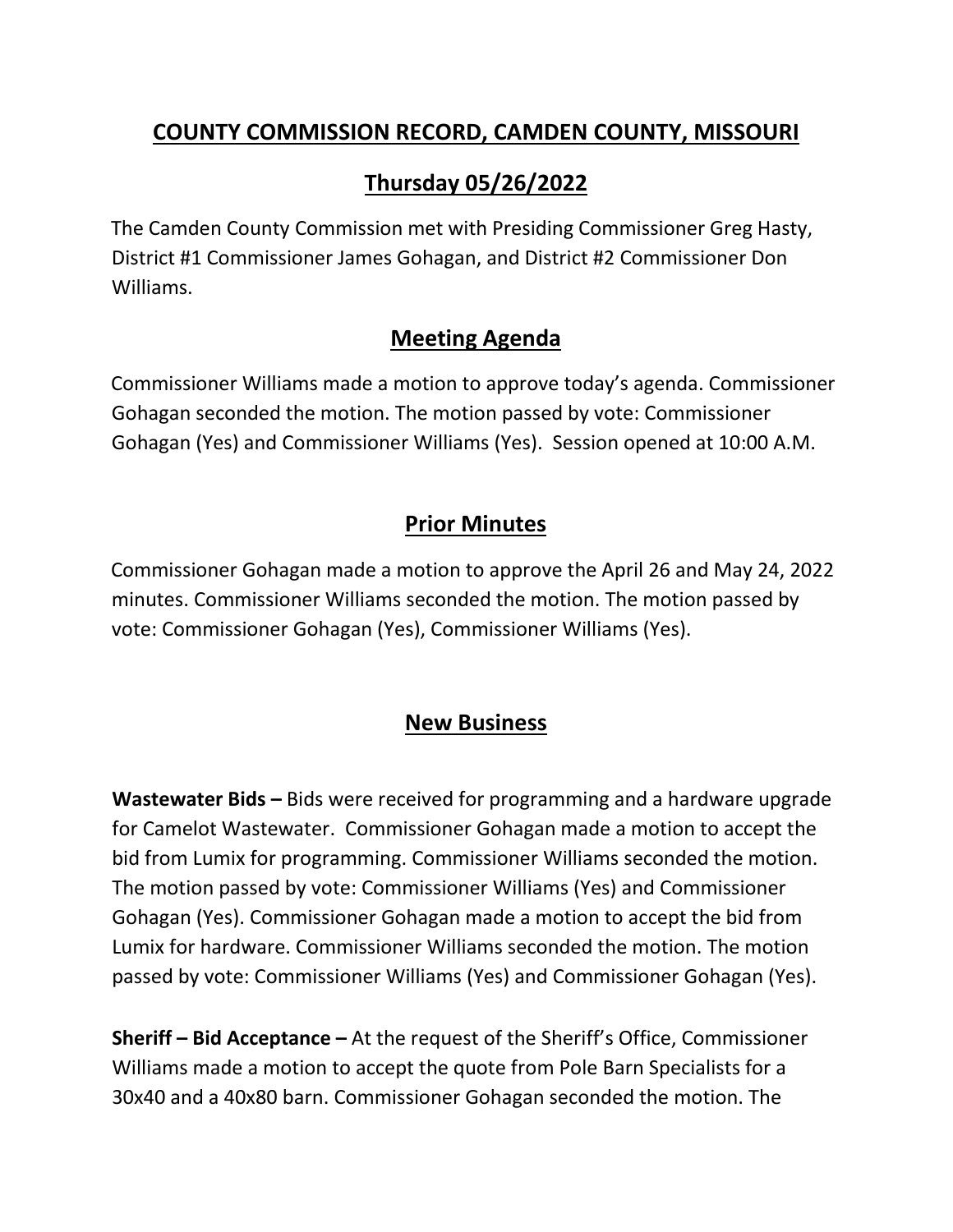# COUNTY COMMISSION RECORD, CAMDEN COUNTY, MISSOURI

## Thursday 05/26/2022

The Camden County Commission met with Presiding Commissioner Greg Hasty, District #1 Commissioner James Gohagan, and District #2 Commissioner Don Williams.

## Meeting Agenda

Commissioner Williams made a motion to approve today's agenda. Commissioner Gohagan seconded the motion. The motion passed by vote: Commissioner Gohagan (Yes) and Commissioner Williams (Yes). Session opened at 10:00 A.M.

## Prior Minutes

Commissioner Gohagan made a motion to approve the April 26 and May 24, 2022 minutes. Commissioner Williams seconded the motion. The motion passed by vote: Commissioner Gohagan (Yes), Commissioner Williams (Yes).

## New Business

**Wastewater Bids –** Bids were received for programming and a hardware upgrade for Camelot Wastewater. Commissioner Gohagan made a motion to accept the bid from Lumix for programming. Commissioner Williams seconded the motion. The motion passed by vote: Commissioner Williams (Yes) and Commissioner Gohagan (Yes). Commissioner Gohagan made a motion to accept the bid from Lumix for hardware. Commissioner Williams seconded the motion. The motion passed by vote: Commissioner Williams (Yes) and Commissioner Gohagan (Yes).

**Sheriff – Bid Acceptance –** At the request of the Sheriff's Office, Commissioner Williams made a motion to accept the quote from Pole Barn Specialists for a 30x40 and a 40x80 barn. Commissioner Gohagan seconded the motion. The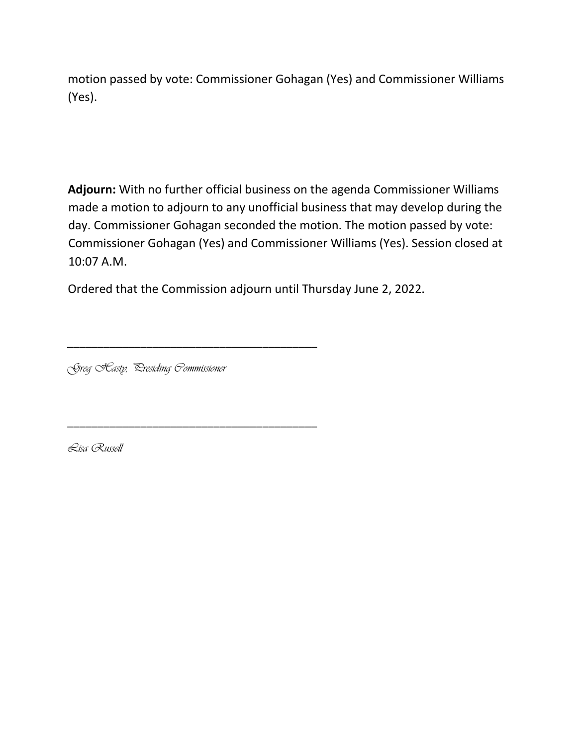motion passed by vote: Commissioner Gohagan (Yes) and Commissioner Williams (Yes).

**Adjourn:** With no further official business on the agenda Commissioner Williams made a motion to adjourn to any unofficial business that may develop during the day. Commissioner Gohagan seconded the motion. The motion passed by vote: Commissioner Gohagan (Yes) and Commissioner Williams (Yes). Session closed at 10:07 A.M.

Ordered that the Commission adjourn until Thursday June 2, 2022.

________________________________________

*Greg Hasty, Presiding Commissioner*

________________________________________

*Lisa Russell*